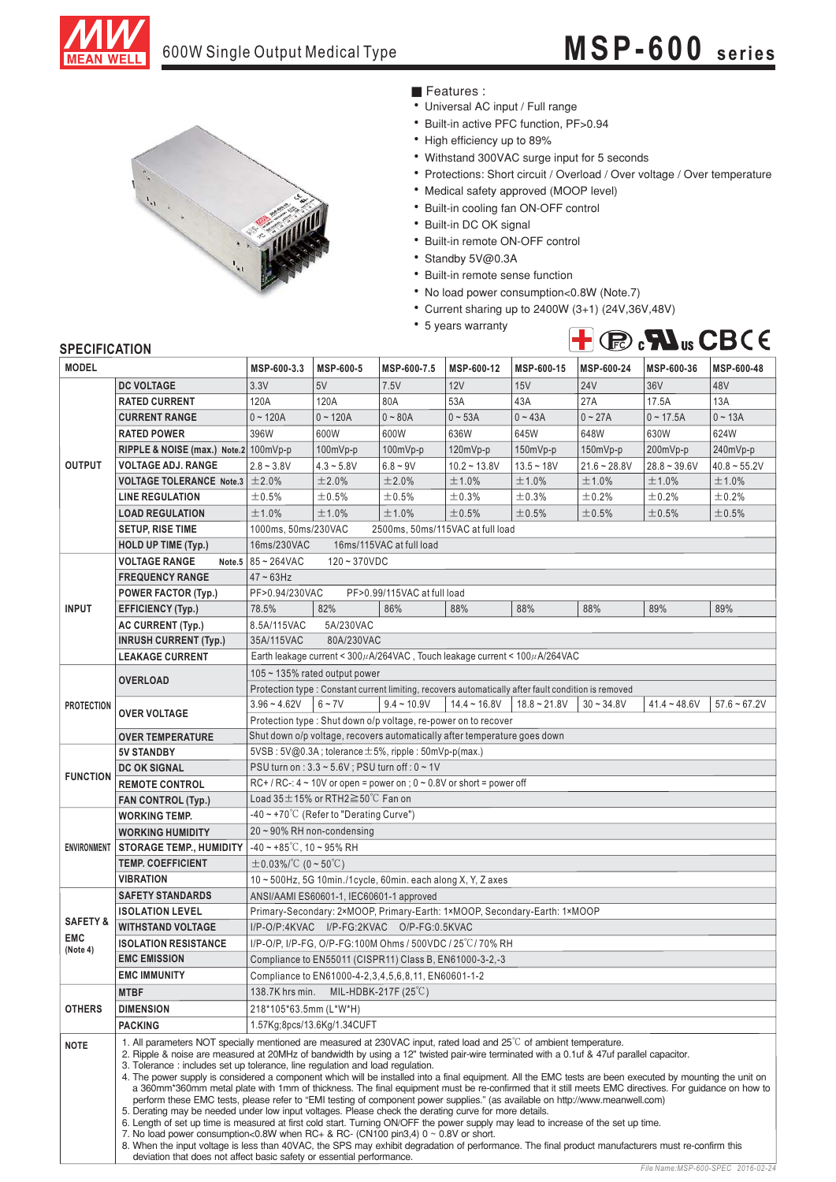# MSP-600 series

## 600W Single Output Medical Type

### Features :

- Universal AC input / Full range
- Built-in active PFC function, PF>0.94
- High efficiency up to 89%
- Withstand 300VAC surge input for 5 seconds
- Protections: Short circuit / Overload / Over voltage / Over temperature
- Medical safety approved (MOOP level)
- Built-in cooling fan ON-OFF control
- Built-in DC OK signal
- Built-in remote ON-OFF control
- Standby 5V@0.3A
- Built-in remote sense function
- No load power consumption<0.8W (Note.7)
- Current sharing up to 2400W (3+1) (24V,36V,48V)
- 5 years warranty

## SPECIFICATION

| MODEL | | MSP-600-3.3 | MSP-600-5 | MSP-600-7.5 | MSP-600-12 | MSP-600-15 | MSP-600-24 | MSP-600-36 | MSP-600-48 |
|---|---|---|---|---|---|---|---|---|---|
| OUTPUT | DC VOLTAGE | 3.3V | 5V | 7.5V | 12V | 15V | 24V | 36V | 48V |
| | RATED CURRENT | 120A | 120A | 80A | 53A | 43A | 27A | 17.5A | 13A |
| | CURRENT RANGE | 0 ~ 120A | 0 ~ 120A | 0 ~ 80A | 0 ~ 53A | 0 ~ 43A | 0 ~ 27A | 0 ~ 17.5A | 0 ~ 13A |
| | RATED POWER | 396W | 600W | 600W | 636W | 645W | 648W | 630W | 624W |
| | RIPPLE & NOISE (max.) Note.2 | 100mVp-p | 100mVp-p | 100mVp-p | 120mVp-p | 150mVp-p | 150mVp-p | 200mVp-p | 240mVp-p |
| | VOLTAGE ADJ. RANGE | 2.8 ~ 3.8V | 4.3 ~ 5.8V | 6.8 ~ 9V | 10.2 ~ 13.8V | 13.5 ~ 18V | 21.6 ~ 28.8V | 28.8 ~ 39.6V | 40.8 ~ 55.2V |
| | VOLTAGE TOLERANCE Note.3 | ±2.0% | ±2.0% | ±2.0% | ±1.0% | ±1.0% | ±1.0% | ±1.0% | ±1.0% |
| | LINE REGULATION | ±0.5% | ±0.5% | ±0.5% | ±0.3% | ±0.3% | ±0.2% | ±0.2% | ±0.2% |
| | LOAD REGULATION | ±1.0% | ±1.0% | ±1.0% | ±0.5% | ±0.5% | ±0.5% | ±0.5% | ±0.5% |
| | SETUP, RISE TIME | 1000ms, 50ms/230VAC 2500ms, 50ms/115VAC at full load | | | | | | | |
| | HOLD UP TIME (Typ.) | 16ms/230VAC 16ms/115VAC at full load | | | | | | | |
| INPUT | VOLTAGE RANGE Note.5 | 85 ~ 264VAC 120 ~ 370VDC | | | | | | | |
| | FREQUENCY RANGE | 47 ~ 63Hz | | | | | | | |
| | POWER FACTOR (Typ.) | PF>0.94/230VAC PF>0.99/115VAC at full load | | | | | | | |
| | EFFICIENCY (Typ.) | 78.5% | 82% | 86% | 88% | 88% | 88% | 89% | 89% |
| | AC CURRENT (Typ.) | 8.5A/115VAC 5A/230VAC | | | | | | | |
| | INRUSH CURRENT (Typ.) | 35A/115VAC 80A/230VAC | | | | | | | |
| | LEAKAGE CURRENT | Earth leakage current < 300μA/264VAC , Touch leakage current < 100μA/264VAC | | | | | | | |
| PROTECTION | OVERLOAD | 105 ~ 135% rated output power | | | | | | | |
| | | Protection type : Constant current limiting, recovers automatically after fault condition is removed | | | | | | | |
| | OVER VOLTAGE | 3.96 ~ 4.62V | 6 ~ 7V | 9.4 ~ 10.9V | 14.4 ~ 16.8V | 18.8 ~ 21.8V | 30 ~ 34.8V | 41.4 ~ 48.6V | 57.6 ~ 67.2V |
| | | Protection type : Shut down o/p voltage, re-power on to recover | | | | | | | |
| | OVER TEMPERATURE | Shut down o/p voltage, recovers automatically after temperature goes down | | | | | | | |
| FUNCTION | 5V STANDBY | 5VSB : 5V@0.3A ; tolerance ±5%, ripple : 50mVp-p(max.) | | | | | | | |
| | DC OK SIGNAL | PSU turn on : 3.3 ~ 5.6V ; PSU turn off : 0 ~ 1V | | | | | | | |
| | REMOTE CONTROL | RC+ / RC-: 4 ~ 10V or open = power on ; 0 ~ 0.8V or short = power off | | | | | | | |
| | FAN CONTROL (Typ.) | Load 35±15% or RTH2≧50℃ Fan on | | | | | | | |
| ENVIRONMENT | WORKING TEMP. | -40 ~ +70℃ (Refer to "Derating Curve") | | | | | | | |
| | WORKING HUMIDITY | 20 ~ 90% RH non-condensing | | | | | | | |
| | STORAGE TEMP., HUMIDITY | -40 ~ +85℃, 10 ~ 95% RH | | | | | | | |
| | TEMP. COEFFICIENT | ±0.03%/℃ (0 ~ 50℃) | | | | | | | |
| | VIBRATION | 10 ~ 500Hz, 5G 10min./1cycle, 60min. each along X, Y, Z axes | | | | | | | |
| SAFETY & EMC (Note 4) | SAFETY STANDARDS | ANSI/AAMI ES60601-1, IEC60601-1 approved | | | | | | | |
| | ISOLATION LEVEL | Primary-Secondary: 2×MOOP, Primary-Earth: 1×MOOP, Secondary-Earth: 1×MOOP | | | | | | | |
| | WITHSTAND VOLTAGE | I/P-O/P:4KVAC I/P-FG:2KVAC O/P-FG:0.5KVAC | | | | | | | |
| | ISOLATION RESISTANCE | I/P-O/P, I/P-FG, O/P-FG:100M Ohms / 500VDC / 25℃/ 70% RH | | | | | | | |
| | EMC EMISSION | Compliance to EN55011 (CISPR11) Class B, EN61000-3-2,-3 | | | | | | | |
| | EMC IMMUNITY | Compliance to EN61000-4-2,3,4,5,6,8,11, EN60601-1-2 | | | | | | | |
| OTHERS | MTBF | 138.7K hrs min. MIL-HDBK-217F (25℃) | | | | | | | |
| | DIMENSION | 218*105*63.5mm (L*W*H) | | | | | | | |
| | PACKING | 1.57Kg;8pcs/13.6Kg/1.34CUFT | | | | | | | |

**NOTE**

1. All parameters NOT specially mentioned are measured at 230VAC input, rated load and 25℃ of ambient temperature.
2. Ripple & noise are measured at 20MHz of bandwidth by using a 12" twisted pair-wire terminated with a 0.1uf & 47uf parallel capacitor.
3. Tolerance : includes set up tolerance, line regulation and load regulation.
4. The power supply is considered a component which will be installed into a final equipment. All the EMC tests are been executed by mounting the unit on a 360mm*360mm metal plate with 1mm of thickness. The final equipment must be re-confirmed that it still meets EMC directives. For guidance on how to perform these EMC tests, please refer to "EMI testing of component power supplies." (as available on http://www.meanwell.com)
5. Derating may be needed under low input voltages. Please check the derating curve for more details.
6. Length of set up time is measured at first cold start. Turning ON/OFF the power supply may lead to increase of the set up time.
7. No load power consumption<0.8W when RC+ & RC- (CN100 pin3,4) 0 ~ 0.8V or short.
8. When the input voltage is less than 40VAC, the SPS may exhibit degradation of performance. The final product manufacturers must re-confirm this deviation that does not affect basic safety or essential performance.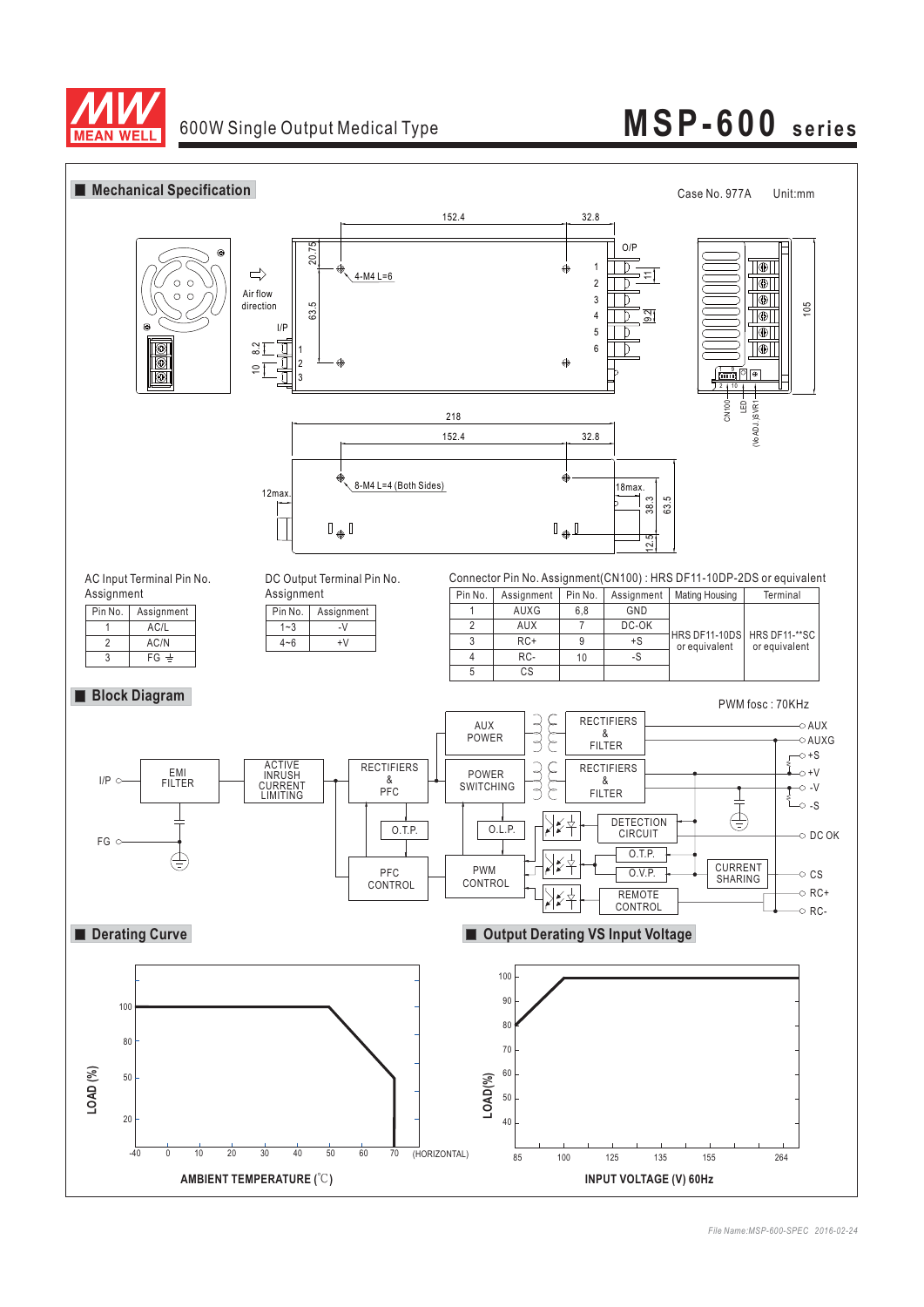# 600W Single Output Medical Type — MSP-600 series

## Mechanical Specification

Case No. 977A Unit:mm

AC Input Terminal Pin No. Assignment

| Pin No. | Assignment |
|---|---|
| 1 | AC/L |
| 2 | AC/N |
| 3 | FG ⏚ |

DC Output Terminal Pin No. Assignment

| Pin No. | Assignment |
|---|---|
| 1~3 | -V |
| 4~6 | +V |

Connector Pin No. Assignment(CN100) : HRS DF11-10DP-2DS or equivalent

| Pin No. | Assignment | Pin No. | Assignment | Mating Housing | Terminal |
|---|---|---|---|---|---|
| 1 | AUXG | 6,8 | GND | HRS DF11-10DS or equivalent | HRS DF11-**SC or equivalent |
| 2 | AUX | 7 | DC-OK | | |
| 3 | RC+ | 9 | +S | | |
| 4 | RC- | 10 | -S | | |
| 5 | CS | | | | |

## Block Diagram

PWM fosc : 70KHz

## Derating Curve

## Output Derating VS Input Voltage

*File Name:MSP-600-SPEC 2016-02-24*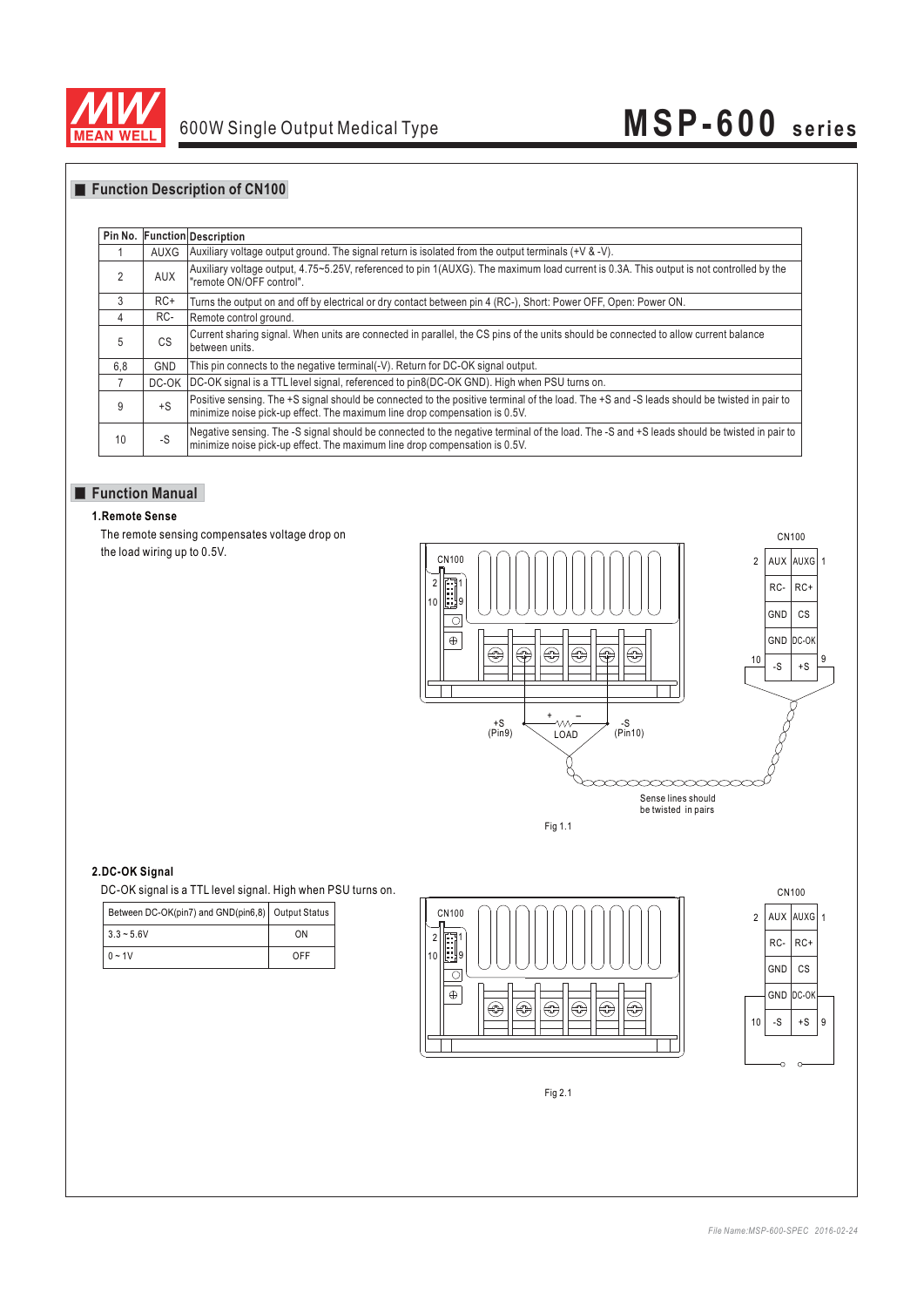## Function Description of CN100

| Pin No. | Function | Description |
|---|---|---|
| 1 | AUXG | Auxiliary voltage output ground. The signal return is isolated from the output terminals (+V & -V). |
| 2 | AUX | Auxiliary voltage output, 4.75~5.25V, referenced to pin 1(AUXG). The maximum load current is 0.3A. This output is not controlled by the "remote ON/OFF control". |
| 3 | RC+ | Turns the output on and off by electrical or dry contact between pin 4 (RC-), Short: Power OFF, Open: Power ON. |
| 4 | RC- | Remote control ground. |
| 5 | CS | Current sharing signal. When units are connected in parallel, the CS pins of the units should be connected to allow current balance between units. |
| 6,8 | GND | This pin connects to the negative terminal(-V). Return for DC-OK signal output. |
| 7 | DC-OK | DC-OK signal is a TTL level signal, referenced to pin8(DC-OK GND). High when PSU turns on. |
| 9 | +S | Positive sensing. The +S signal should be connected to the positive terminal of the load. The +S and -S leads should be twisted in pair to minimize noise pick-up effect. The maximum line drop compensation is 0.5V. |
| 10 | -S | Negative sensing. The -S signal should be connected to the negative terminal of the load. The -S and +S leads should be twisted in pair to minimize noise pick-up effect. The maximum line drop compensation is 0.5V. |

## Function Manual

### 1.Remote Sense

The remote sensing compensates voltage drop on the load wiring up to 0.5V.

CN100

| | | | |
|---|---|---|---|
| 2 | AUX | AUXG | 1 |
| | RC- | RC+ | |
| | GND | CS | |
| | GND | DC-OK | |
| 10 | -S | +S | 9 |

+S (Pin9) — LOAD — -S (Pin10)

Sense lines should be twisted in pairs

Fig 1.1

### 2.DC-OK Signal

DC-OK signal is a TTL level signal. High when PSU turns on.

| Between DC-OK(pin7) and GND(pin6,8) | Output Status |
|---|---|
| 3.3 ~ 5.6V | ON |
| 0 ~ 1V | OFF |

CN100

| | | | |
|---|---|---|---|
| 2 | AUX | AUXG | 1 |
| | RC- | RC+ | |
| | GND | CS | |
| | GND | DC-OK | |
| 10 | -S | +S | 9 |

Fig 2.1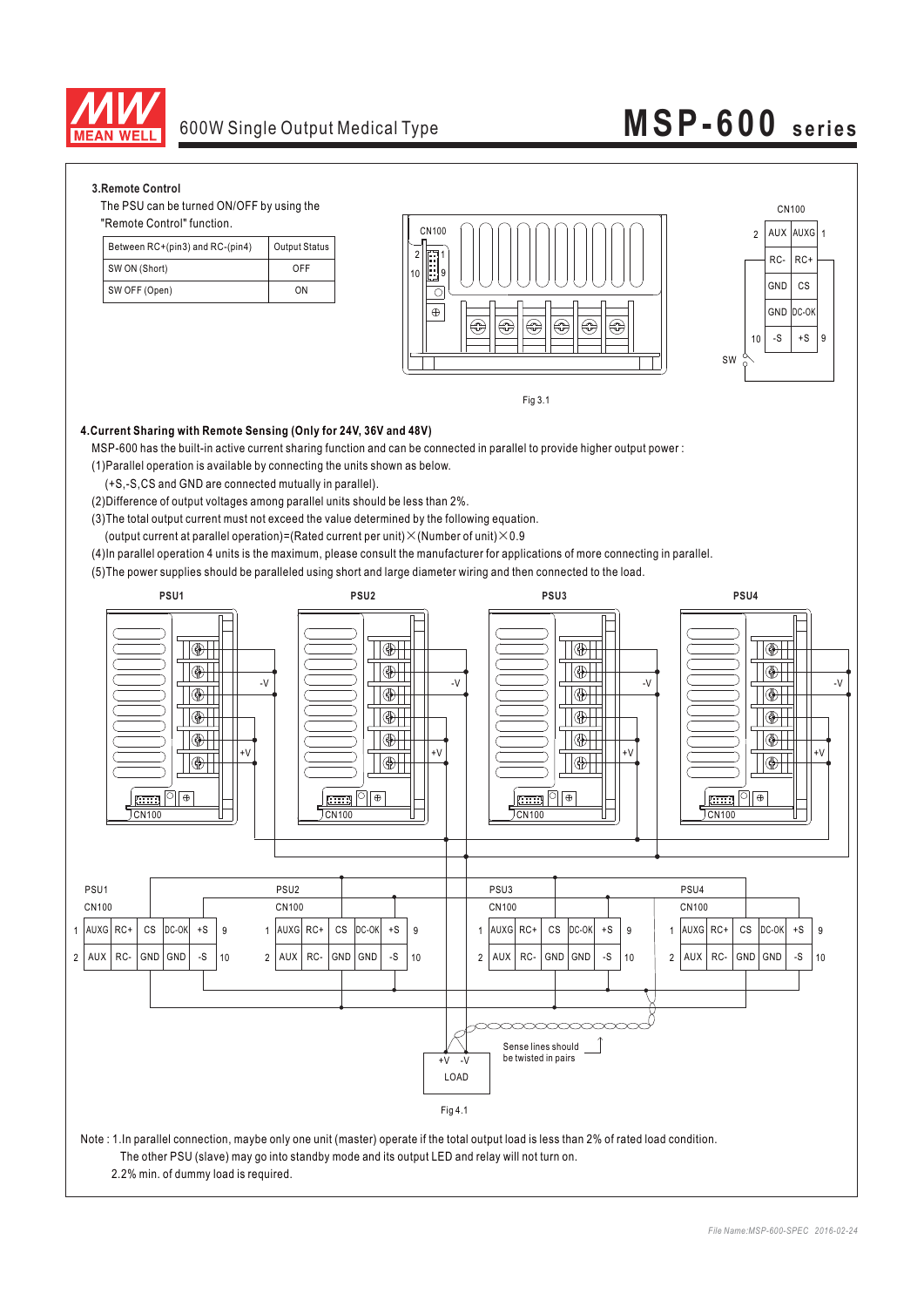### 3.Remote Control

The PSU can be turned ON/OFF by using the "Remote Control" function.

| Between RC+(pin3) and RC-(pin4) | Output Status |
|---|---|
| SW ON (Short) | OFF |
| SW OFF (Open) | ON |

CN100

2 AUX AUXG 1

RC- RC+

GND CS

GND DC-OK

10 -S +S 9

SW

Fig 3.1

### 4.Current Sharing with Remote Sensing (Only for 24V, 36V and 48V)

MSP-600 has the built-in active current sharing function and can be connected in parallel to provide higher output power :

(1)Parallel operation is available by connecting the units shown as below.
  (+S,-S,CS and GND are connected mutually in parallel).

(2)Difference of output voltages among parallel units should be less than 2%.

(3)The total output current must not exceed the value determined by the following equation.
  (output current at parallel operation)=(Rated current per unit)×(Number of unit)×0.9

(4)In parallel operation 4 units is the maximum, please consult the manufacturer for applications of more connecting in parallel.

(5)The power supplies should be paralleled using short and large diameter wiring and then connected to the load.

PSU1 PSU2 PSU3 PSU4

-V +V CN100

PSU1 CN100 | PSU2 CN100 | PSU3 CN100 | PSU4 CN100

1 AUXG RC+ CS DC-OK +S 9

2 AUX RC- GND GND -S 10

Sense lines should be twisted in pairs

+V -V LOAD

Fig 4.1

Note : 1.In parallel connection, maybe only one unit (master) operate if the total output load is less than 2% of rated load condition.
The other PSU (slave) may go into standby mode and its output LED and relay will not turn on.
2.2% min. of dummy load is required.